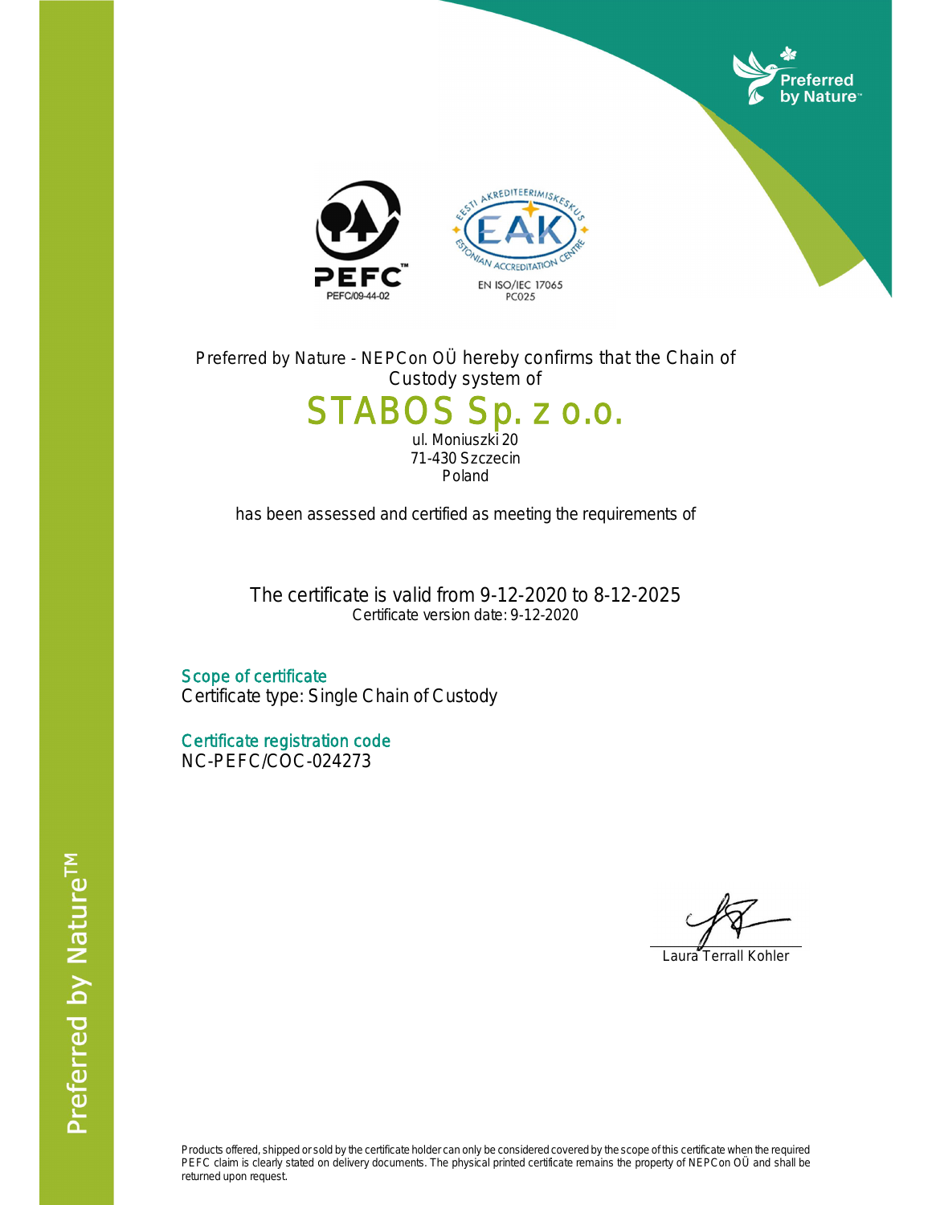Preferred by Nature - NEPCon OÜ hereby confirms that the Chain of Custody system of

# STABOS Sp. z o.o.

ul. Moniuszki 20
71-430 Szczecin
Poland

has been assessed and certified as meeting the requirements of

The certificate is valid from 9-12-2020 to 8-12-2025
Certificate version date: 9-12-2020

## Scope of certificate

Certificate type: Single Chain of Custody

## Certificate registration code

NC-PEFC/COC-024273

Laura Terrall Kohler

Products offered, shipped or sold by the certificate holder can only be considered covered by the scope of this certificate when the required PEFC claim is clearly stated on delivery documents. The physical printed certificate remains the property of NEPCon OÜ and shall be returned upon request.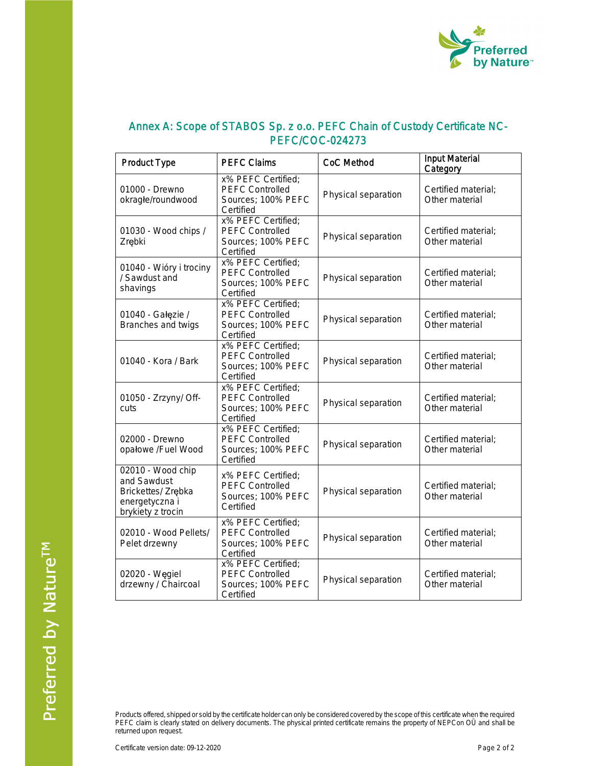## Annex A: Scope of STABOS Sp. z o.o. PEFC Chain of Custody Certificate NC-PEFC/COC-024273

| Product Type | PEFC Claims | CoC Method | Input Material Category |
|---|---|---|---|
| 01000 - Drewno okrągłe/roundwood | x% PEFC Certified; PEFC Controlled Sources; 100% PEFC Certified | Physical separation | Certified material; Other material |
| 01030 - Wood chips / Zrębki | x% PEFC Certified; PEFC Controlled Sources; 100% PEFC Certified | Physical separation | Certified material; Other material |
| 01040 - Wióry i trociny / Sawdust and shavings | x% PEFC Certified; PEFC Controlled Sources; 100% PEFC Certified | Physical separation | Certified material; Other material |
| 01040 - Gałęzie / Branches and twigs | x% PEFC Certified; PEFC Controlled Sources; 100% PEFC Certified | Physical separation | Certified material; Other material |
| 01040 - Kora / Bark | x% PEFC Certified; PEFC Controlled Sources; 100% PEFC Certified | Physical separation | Certified material; Other material |
| 01050 - Zrzyny/ Off-cuts | x% PEFC Certified; PEFC Controlled Sources; 100% PEFC Certified | Physical separation | Certified material; Other material |
| 02000 - Drewno opałowe /Fuel Wood | x% PEFC Certified; PEFC Controlled Sources; 100% PEFC Certified | Physical separation | Certified material; Other material |
| 02010 - Wood chip and Sawdust Brickettes/ Zrębka energetyczna i brykiety z trocin | x% PEFC Certified; PEFC Controlled Sources; 100% PEFC Certified | Physical separation | Certified material; Other material |
| 02010 - Wood Pellets/ Pelet drzewny | x% PEFC Certified; PEFC Controlled Sources; 100% PEFC Certified | Physical separation | Certified material; Other material |
| 02020 - Węgiel drzewny / Chaircoal | x% PEFC Certified; PEFC Controlled Sources; 100% PEFC Certified | Physical separation | Certified material; Other material |

Products offered, shipped or sold by the certificate holder can only be considered covered by the scope of this certificate when the required PEFC claim is clearly stated on delivery documents. The physical printed certificate remains the property of NEPCon OÜ and shall be returned upon request.

Certificate version date: 09-12-2020